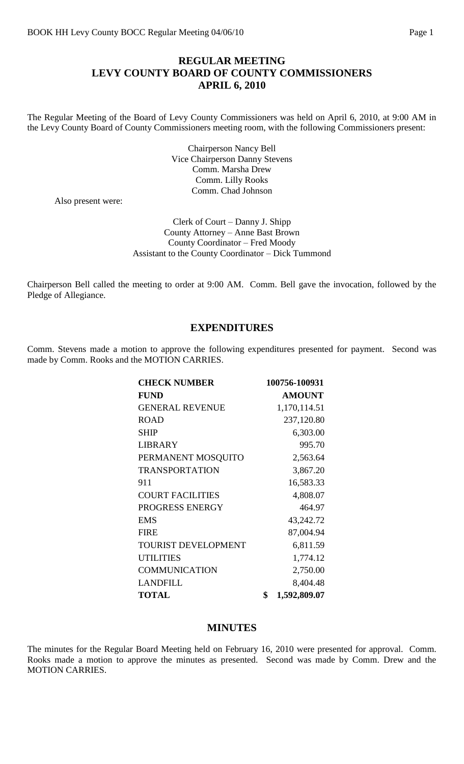# REGULAR MEETING
# LEVY COUNTY BOARD OF COUNTY COMMISSIONERS
# APRIL 6, 2010

The Regular Meeting of the Board of Levy County Commissioners was held on April 6, 2010, at 9:00 AM in the Levy County Board of County Commissioners meeting room, with the following Commissioners present:

Chairperson Nancy Bell
Vice Chairperson Danny Stevens
Comm. Marsha Drew
Comm. Lilly Rooks
Comm. Chad Johnson

Also present were:

Clerk of Court – Danny J. Shipp
County Attorney – Anne Bast Brown
County Coordinator – Fred Moody
Assistant to the County Coordinator – Dick Tummond

Chairperson Bell called the meeting to order at 9:00 AM. Comm. Bell gave the invocation, followed by the Pledge of Allegiance.

## EXPENDITURES

Comm. Stevens made a motion to approve the following expenditures presented for payment. Second was made by Comm. Rooks and the MOTION CARRIES.

| CHECK NUMBER | 100756-100931 |
|---|---|
| **FUND** | **AMOUNT** |
| GENERAL REVENUE | 1,170,114.51 |
| ROAD | 237,120.80 |
| SHIP | 6,303.00 |
| LIBRARY | 995.70 |
| PERMANENT MOSQUITO | 2,563.64 |
| TRANSPORTATION | 3,867.20 |
| 911 | 16,583.33 |
| COURT FACILITIES | 4,808.07 |
| PROGRESS ENERGY | 464.97 |
| EMS | 43,242.72 |
| FIRE | 87,004.94 |
| TOURIST DEVELOPMENT | 6,811.59 |
| UTILITIES | 1,774.12 |
| COMMUNICATION | 2,750.00 |
| LANDFILL | 8,404.48 |
| **TOTAL** | **$ 1,592,809.07** |

## MINUTES

The minutes for the Regular Board Meeting held on February 16, 2010 were presented for approval. Comm. Rooks made a motion to approve the minutes as presented. Second was made by Comm. Drew and the MOTION CARRIES.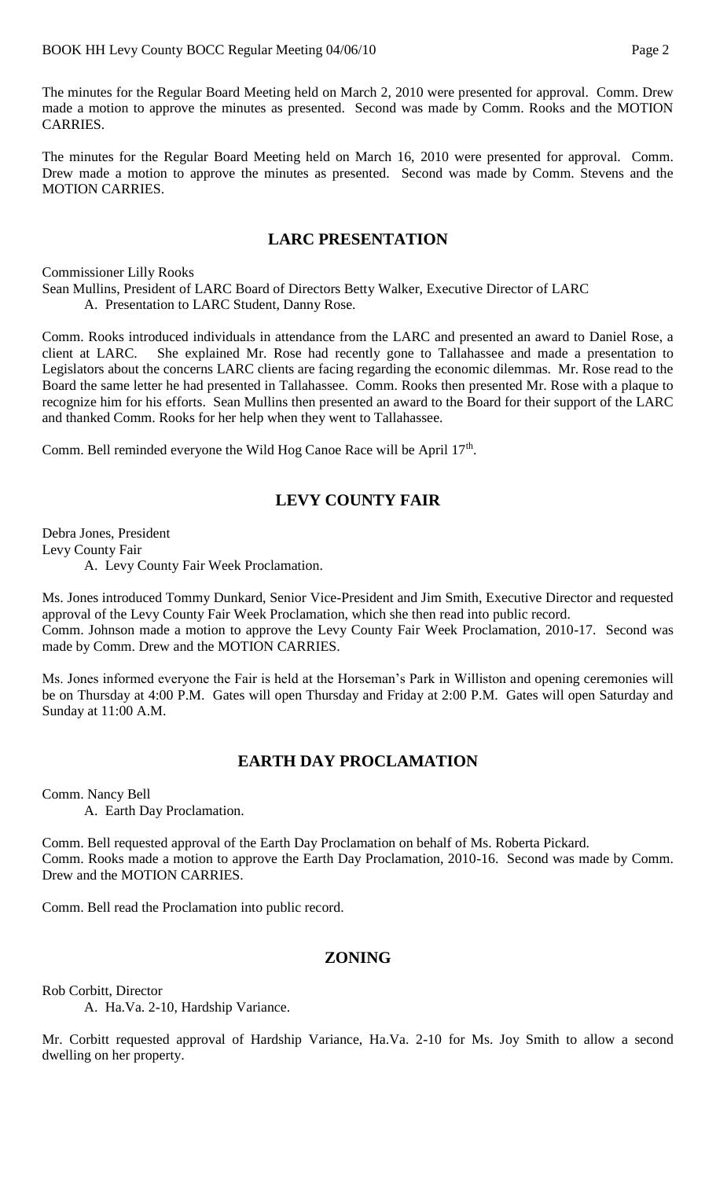The minutes for the Regular Board Meeting held on March 2, 2010 were presented for approval. Comm. Drew made a motion to approve the minutes as presented. Second was made by Comm. Rooks and the MOTION CARRIES.

The minutes for the Regular Board Meeting held on March 16, 2010 were presented for approval. Comm. Drew made a motion to approve the minutes as presented. Second was made by Comm. Stevens and the MOTION CARRIES.

## LARC PRESENTATION

Commissioner Lilly Rooks
Sean Mullins, President of LARC Board of Directors Betty Walker, Executive Director of LARC

A. Presentation to LARC Student, Danny Rose.

Comm. Rooks introduced individuals in attendance from the LARC and presented an award to Daniel Rose, a client at LARC. She explained Mr. Rose had recently gone to Tallahassee and made a presentation to Legislators about the concerns LARC clients are facing regarding the economic dilemmas. Mr. Rose read to the Board the same letter he had presented in Tallahassee. Comm. Rooks then presented Mr. Rose with a plaque to recognize him for his efforts. Sean Mullins then presented an award to the Board for their support of the LARC and thanked Comm. Rooks for her help when they went to Tallahassee.

Comm. Bell reminded everyone the Wild Hog Canoe Race will be April 17th.

## LEVY COUNTY FAIR

Debra Jones, President
Levy County Fair

A. Levy County Fair Week Proclamation.

Ms. Jones introduced Tommy Dunkard, Senior Vice-President and Jim Smith, Executive Director and requested approval of the Levy County Fair Week Proclamation, which she then read into public record.
Comm. Johnson made a motion to approve the Levy County Fair Week Proclamation, 2010-17. Second was made by Comm. Drew and the MOTION CARRIES.

Ms. Jones informed everyone the Fair is held at the Horseman's Park in Williston and opening ceremonies will be on Thursday at 4:00 P.M. Gates will open Thursday and Friday at 2:00 P.M. Gates will open Saturday and Sunday at 11:00 A.M.

## EARTH DAY PROCLAMATION

Comm. Nancy Bell

A. Earth Day Proclamation.

Comm. Bell requested approval of the Earth Day Proclamation on behalf of Ms. Roberta Pickard.
Comm. Rooks made a motion to approve the Earth Day Proclamation, 2010-16. Second was made by Comm. Drew and the MOTION CARRIES.

Comm. Bell read the Proclamation into public record.

## ZONING

Rob Corbitt, Director

A. Ha.Va. 2-10, Hardship Variance.

Mr. Corbitt requested approval of Hardship Variance, Ha.Va. 2-10 for Ms. Joy Smith to allow a second dwelling on her property.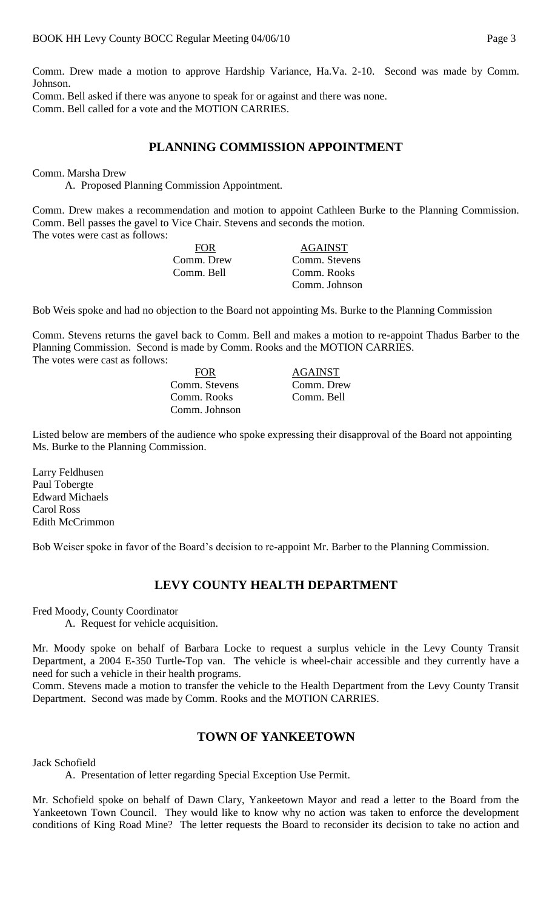Comm. Drew made a motion to approve Hardship Variance, Ha.Va. 2-10. Second was made by Comm. Johnson.

Comm. Bell asked if there was anyone to speak for or against and there was none.

Comm. Bell called for a vote and the MOTION CARRIES.

## PLANNING COMMISSION APPOINTMENT

Comm. Marsha Drew

A. Proposed Planning Commission Appointment.

Comm. Drew makes a recommendation and motion to appoint Cathleen Burke to the Planning Commission. Comm. Bell passes the gavel to Vice Chair. Stevens and seconds the motion.

The votes were cast as follows:

| FOR | AGAINST |
|---|---|
| Comm. Drew | Comm. Stevens |
| Comm. Bell | Comm. Rooks |
| | Comm. Johnson |

Bob Weis spoke and had no objection to the Board not appointing Ms. Burke to the Planning Commission

Comm. Stevens returns the gavel back to Comm. Bell and makes a motion to re-appoint Thadus Barber to the Planning Commission. Second is made by Comm. Rooks and the MOTION CARRIES.

The votes were cast as follows:

| FOR | AGAINST |
|---|---|
| Comm. Stevens | Comm. Drew |
| Comm. Rooks | Comm. Bell |
| Comm. Johnson | |

Listed below are members of the audience who spoke expressing their disapproval of the Board not appointing Ms. Burke to the Planning Commission.

Larry Feldhusen
Paul Tobergte
Edward Michaels
Carol Ross
Edith McCrimmon

Bob Weiser spoke in favor of the Board's decision to re-appoint Mr. Barber to the Planning Commission.

## LEVY COUNTY HEALTH DEPARTMENT

Fred Moody, County Coordinator

A. Request for vehicle acquisition.

Mr. Moody spoke on behalf of Barbara Locke to request a surplus vehicle in the Levy County Transit Department, a 2004 E-350 Turtle-Top van. The vehicle is wheel-chair accessible and they currently have a need for such a vehicle in their health programs.

Comm. Stevens made a motion to transfer the vehicle to the Health Department from the Levy County Transit Department. Second was made by Comm. Rooks and the MOTION CARRIES.

## TOWN OF YANKEETOWN

Jack Schofield

A. Presentation of letter regarding Special Exception Use Permit.

Mr. Schofield spoke on behalf of Dawn Clary, Yankeetown Mayor and read a letter to the Board from the Yankeetown Town Council. They would like to know why no action was taken to enforce the development conditions of King Road Mine? The letter requests the Board to reconsider its decision to take no action and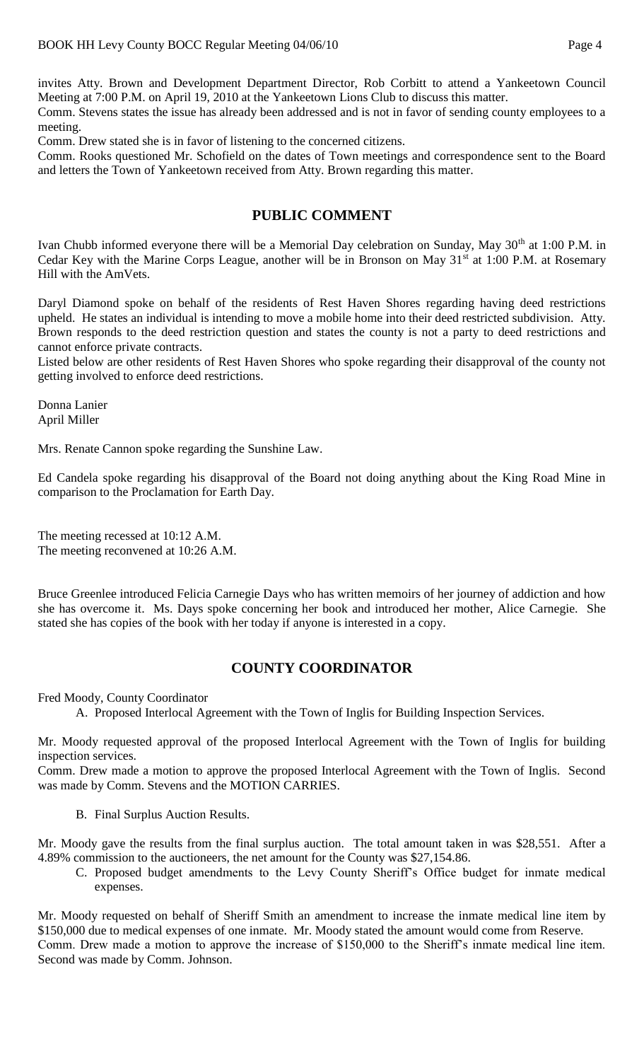invites Atty. Brown and Development Department Director, Rob Corbitt to attend a Yankeetown Council Meeting at 7:00 P.M. on April 19, 2010 at the Yankeetown Lions Club to discuss this matter.

Comm. Stevens states the issue has already been addressed and is not in favor of sending county employees to a meeting.

Comm. Drew stated she is in favor of listening to the concerned citizens.

Comm. Rooks questioned Mr. Schofield on the dates of Town meetings and correspondence sent to the Board and letters the Town of Yankeetown received from Atty. Brown regarding this matter.

## PUBLIC COMMENT

Ivan Chubb informed everyone there will be a Memorial Day celebration on Sunday, May 30th at 1:00 P.M. in Cedar Key with the Marine Corps League, another will be in Bronson on May 31st at 1:00 P.M. at Rosemary Hill with the AmVets.

Daryl Diamond spoke on behalf of the residents of Rest Haven Shores regarding having deed restrictions upheld. He states an individual is intending to move a mobile home into their deed restricted subdivision. Atty. Brown responds to the deed restriction question and states the county is not a party to deed restrictions and cannot enforce private contracts.

Listed below are other residents of Rest Haven Shores who spoke regarding their disapproval of the county not getting involved to enforce deed restrictions.

Donna Lanier
April Miller

Mrs. Renate Cannon spoke regarding the Sunshine Law.

Ed Candela spoke regarding his disapproval of the Board not doing anything about the King Road Mine in comparison to the Proclamation for Earth Day.

The meeting recessed at 10:12 A.M.
The meeting reconvened at 10:26 A.M.

Bruce Greenlee introduced Felicia Carnegie Days who has written memoirs of her journey of addiction and how she has overcome it. Ms. Days spoke concerning her book and introduced her mother, Alice Carnegie. She stated she has copies of the book with her today if anyone is interested in a copy.

## COUNTY COORDINATOR

Fred Moody, County Coordinator

A. Proposed Interlocal Agreement with the Town of Inglis for Building Inspection Services.

Mr. Moody requested approval of the proposed Interlocal Agreement with the Town of Inglis for building inspection services.

Comm. Drew made a motion to approve the proposed Interlocal Agreement with the Town of Inglis. Second was made by Comm. Stevens and the MOTION CARRIES.

B. Final Surplus Auction Results.

Mr. Moody gave the results from the final surplus auction. The total amount taken in was $28,551. After a 4.89% commission to the auctioneers, the net amount for the County was $27,154.86.

C. Proposed budget amendments to the Levy County Sheriff's Office budget for inmate medical expenses.

Mr. Moody requested on behalf of Sheriff Smith an amendment to increase the inmate medical line item by $150,000 due to medical expenses of one inmate. Mr. Moody stated the amount would come from Reserve.

Comm. Drew made a motion to approve the increase of $150,000 to the Sheriff's inmate medical line item. Second was made by Comm. Johnson.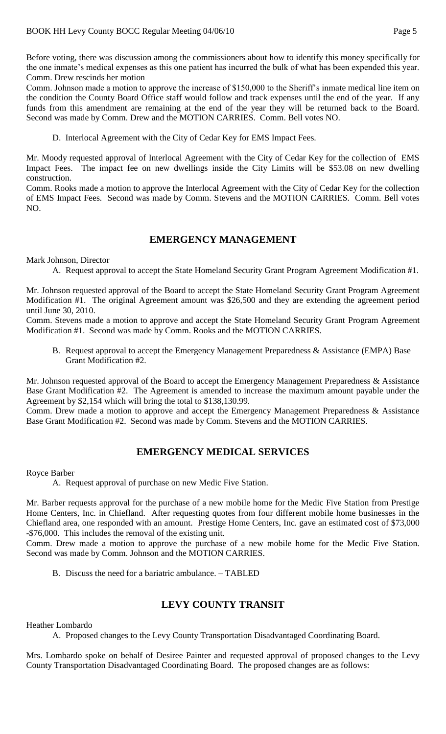Before voting, there was discussion among the commissioners about how to identify this money specifically for the one inmate's medical expenses as this one patient has incurred the bulk of what has been expended this year. Comm. Drew rescinds her motion

Comm. Johnson made a motion to approve the increase of $150,000 to the Sheriff's inmate medical line item on the condition the County Board Office staff would follow and track expenses until the end of the year. If any funds from this amendment are remaining at the end of the year they will be returned back to the Board. Second was made by Comm. Drew and the MOTION CARRIES. Comm. Bell votes NO.

D. Interlocal Agreement with the City of Cedar Key for EMS Impact Fees.

Mr. Moody requested approval of Interlocal Agreement with the City of Cedar Key for the collection of EMS Impact Fees. The impact fee on new dwellings inside the City Limits will be $53.08 on new dwelling construction.

Comm. Rooks made a motion to approve the Interlocal Agreement with the City of Cedar Key for the collection of EMS Impact Fees. Second was made by Comm. Stevens and the MOTION CARRIES. Comm. Bell votes NO.

## EMERGENCY MANAGEMENT

Mark Johnson, Director

A. Request approval to accept the State Homeland Security Grant Program Agreement Modification #1.

Mr. Johnson requested approval of the Board to accept the State Homeland Security Grant Program Agreement Modification #1. The original Agreement amount was $26,500 and they are extending the agreement period until June 30, 2010.

Comm. Stevens made a motion to approve and accept the State Homeland Security Grant Program Agreement Modification #1. Second was made by Comm. Rooks and the MOTION CARRIES.

B. Request approval to accept the Emergency Management Preparedness & Assistance (EMPA) Base Grant Modification #2.

Mr. Johnson requested approval of the Board to accept the Emergency Management Preparedness & Assistance Base Grant Modification #2. The Agreement is amended to increase the maximum amount payable under the Agreement by $2,154 which will bring the total to $138,130.99.

Comm. Drew made a motion to approve and accept the Emergency Management Preparedness & Assistance Base Grant Modification #2. Second was made by Comm. Stevens and the MOTION CARRIES.

## EMERGENCY MEDICAL SERVICES

Royce Barber

A. Request approval of purchase on new Medic Five Station.

Mr. Barber requests approval for the purchase of a new mobile home for the Medic Five Station from Prestige Home Centers, Inc. in Chiefland. After requesting quotes from four different mobile home businesses in the Chiefland area, one responded with an amount. Prestige Home Centers, Inc. gave an estimated cost of $73,000 -$76,000. This includes the removal of the existing unit.

Comm. Drew made a motion to approve the purchase of a new mobile home for the Medic Five Station. Second was made by Comm. Johnson and the MOTION CARRIES.

B. Discuss the need for a bariatric ambulance. – TABLED

## LEVY COUNTY TRANSIT

Heather Lombardo

A. Proposed changes to the Levy County Transportation Disadvantaged Coordinating Board.

Mrs. Lombardo spoke on behalf of Desiree Painter and requested approval of proposed changes to the Levy County Transportation Disadvantaged Coordinating Board. The proposed changes are as follows: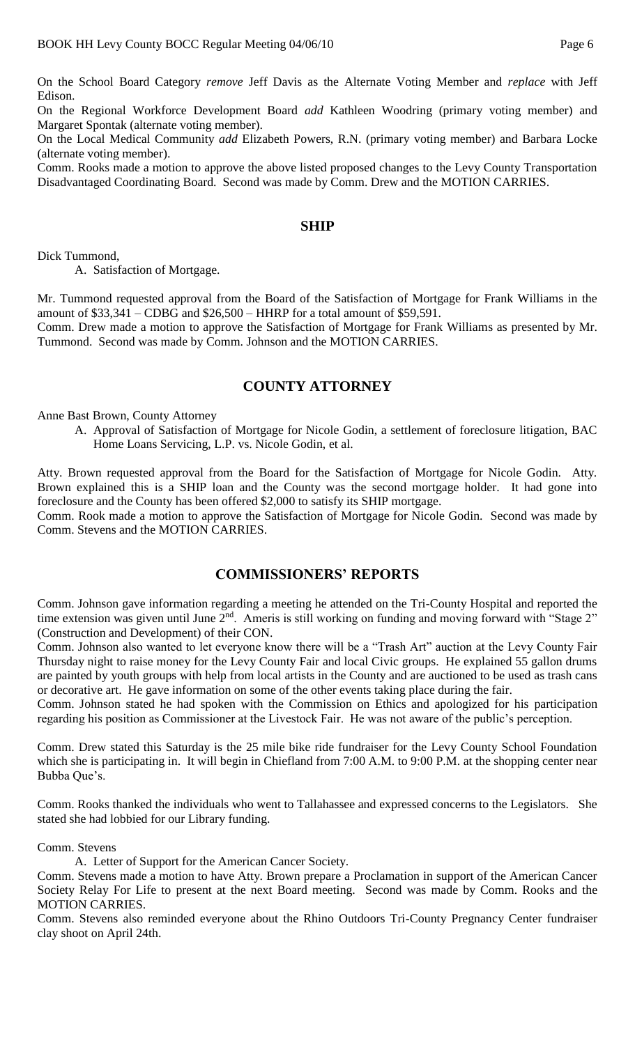On the School Board Category *remove* Jeff Davis as the Alternate Voting Member and *replace* with Jeff Edison.

On the Regional Workforce Development Board *add* Kathleen Woodring (primary voting member) and Margaret Spontak (alternate voting member).

On the Local Medical Community *add* Elizabeth Powers, R.N. (primary voting member) and Barbara Locke (alternate voting member).

Comm. Rooks made a motion to approve the above listed proposed changes to the Levy County Transportation Disadvantaged Coordinating Board. Second was made by Comm. Drew and the MOTION CARRIES.

## SHIP

Dick Tummond,

A. Satisfaction of Mortgage.

Mr. Tummond requested approval from the Board of the Satisfaction of Mortgage for Frank Williams in the amount of $33,341 – CDBG and $26,500 – HHRP for a total amount of $59,591.

Comm. Drew made a motion to approve the Satisfaction of Mortgage for Frank Williams as presented by Mr. Tummond. Second was made by Comm. Johnson and the MOTION CARRIES.

## COUNTY ATTORNEY

Anne Bast Brown, County Attorney

A. Approval of Satisfaction of Mortgage for Nicole Godin, a settlement of foreclosure litigation, BAC Home Loans Servicing, L.P. vs. Nicole Godin, et al.

Atty. Brown requested approval from the Board for the Satisfaction of Mortgage for Nicole Godin. Atty. Brown explained this is a SHIP loan and the County was the second mortgage holder. It had gone into foreclosure and the County has been offered $2,000 to satisfy its SHIP mortgage.

Comm. Rook made a motion to approve the Satisfaction of Mortgage for Nicole Godin. Second was made by Comm. Stevens and the MOTION CARRIES.

## COMMISSIONERS' REPORTS

Comm. Johnson gave information regarding a meeting he attended on the Tri-County Hospital and reported the time extension was given until June 2nd. Ameris is still working on funding and moving forward with "Stage 2" (Construction and Development) of their CON.

Comm. Johnson also wanted to let everyone know there will be a "Trash Art" auction at the Levy County Fair Thursday night to raise money for the Levy County Fair and local Civic groups. He explained 55 gallon drums are painted by youth groups with help from local artists in the County and are auctioned to be used as trash cans or decorative art. He gave information on some of the other events taking place during the fair.

Comm. Johnson stated he had spoken with the Commission on Ethics and apologized for his participation regarding his position as Commissioner at the Livestock Fair. He was not aware of the public's perception.

Comm. Drew stated this Saturday is the 25 mile bike ride fundraiser for the Levy County School Foundation which she is participating in. It will begin in Chiefland from 7:00 A.M. to 9:00 P.M. at the shopping center near Bubba Que's.

Comm. Rooks thanked the individuals who went to Tallahassee and expressed concerns to the Legislators. She stated she had lobbied for our Library funding.

Comm. Stevens

A. Letter of Support for the American Cancer Society.

Comm. Stevens made a motion to have Atty. Brown prepare a Proclamation in support of the American Cancer Society Relay For Life to present at the next Board meeting. Second was made by Comm. Rooks and the MOTION CARRIES.

Comm. Stevens also reminded everyone about the Rhino Outdoors Tri-County Pregnancy Center fundraiser clay shoot on April 24th.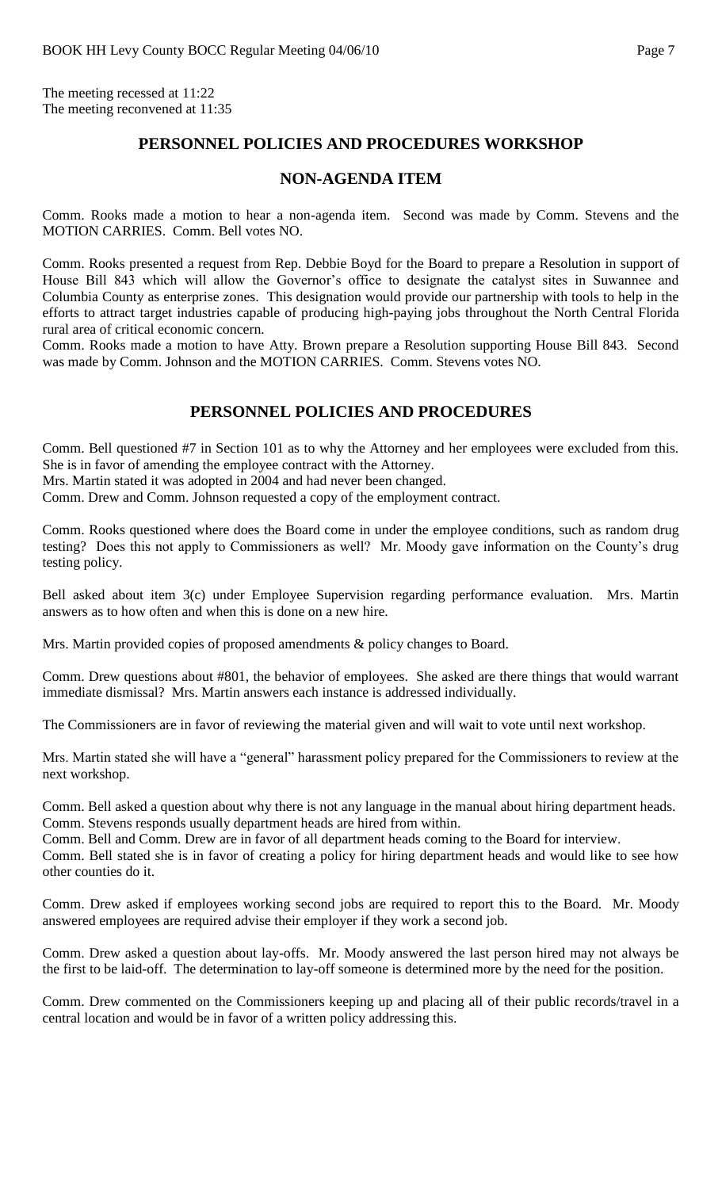The meeting recessed at 11:22
The meeting reconvened at 11:35

## PERSONNEL POLICIES AND PROCEDURES WORKSHOP

## NON-AGENDA ITEM

Comm. Rooks made a motion to hear a non-agenda item. Second was made by Comm. Stevens and the MOTION CARRIES. Comm. Bell votes NO.

Comm. Rooks presented a request from Rep. Debbie Boyd for the Board to prepare a Resolution in support of House Bill 843 which will allow the Governor's office to designate the catalyst sites in Suwannee and Columbia County as enterprise zones. This designation would provide our partnership with tools to help in the efforts to attract target industries capable of producing high-paying jobs throughout the North Central Florida rural area of critical economic concern.

Comm. Rooks made a motion to have Atty. Brown prepare a Resolution supporting House Bill 843. Second was made by Comm. Johnson and the MOTION CARRIES. Comm. Stevens votes NO.

## PERSONNEL POLICIES AND PROCEDURES

Comm. Bell questioned #7 in Section 101 as to why the Attorney and her employees were excluded from this. She is in favor of amending the employee contract with the Attorney.
Mrs. Martin stated it was adopted in 2004 and had never been changed.
Comm. Drew and Comm. Johnson requested a copy of the employment contract.

Comm. Rooks questioned where does the Board come in under the employee conditions, such as random drug testing? Does this not apply to Commissioners as well? Mr. Moody gave information on the County's drug testing policy.

Bell asked about item 3(c) under Employee Supervision regarding performance evaluation. Mrs. Martin answers as to how often and when this is done on a new hire.

Mrs. Martin provided copies of proposed amendments & policy changes to Board.

Comm. Drew questions about #801, the behavior of employees. She asked are there things that would warrant immediate dismissal? Mrs. Martin answers each instance is addressed individually.

The Commissioners are in favor of reviewing the material given and will wait to vote until next workshop.

Mrs. Martin stated she will have a "general" harassment policy prepared for the Commissioners to review at the next workshop.

Comm. Bell asked a question about why there is not any language in the manual about hiring department heads.
Comm. Stevens responds usually department heads are hired from within.
Comm. Bell and Comm. Drew are in favor of all department heads coming to the Board for interview.
Comm. Bell stated she is in favor of creating a policy for hiring department heads and would like to see how other counties do it.

Comm. Drew asked if employees working second jobs are required to report this to the Board. Mr. Moody answered employees are required advise their employer if they work a second job.

Comm. Drew asked a question about lay-offs. Mr. Moody answered the last person hired may not always be the first to be laid-off. The determination to lay-off someone is determined more by the need for the position.

Comm. Drew commented on the Commissioners keeping up and placing all of their public records/travel in a central location and would be in favor of a written policy addressing this.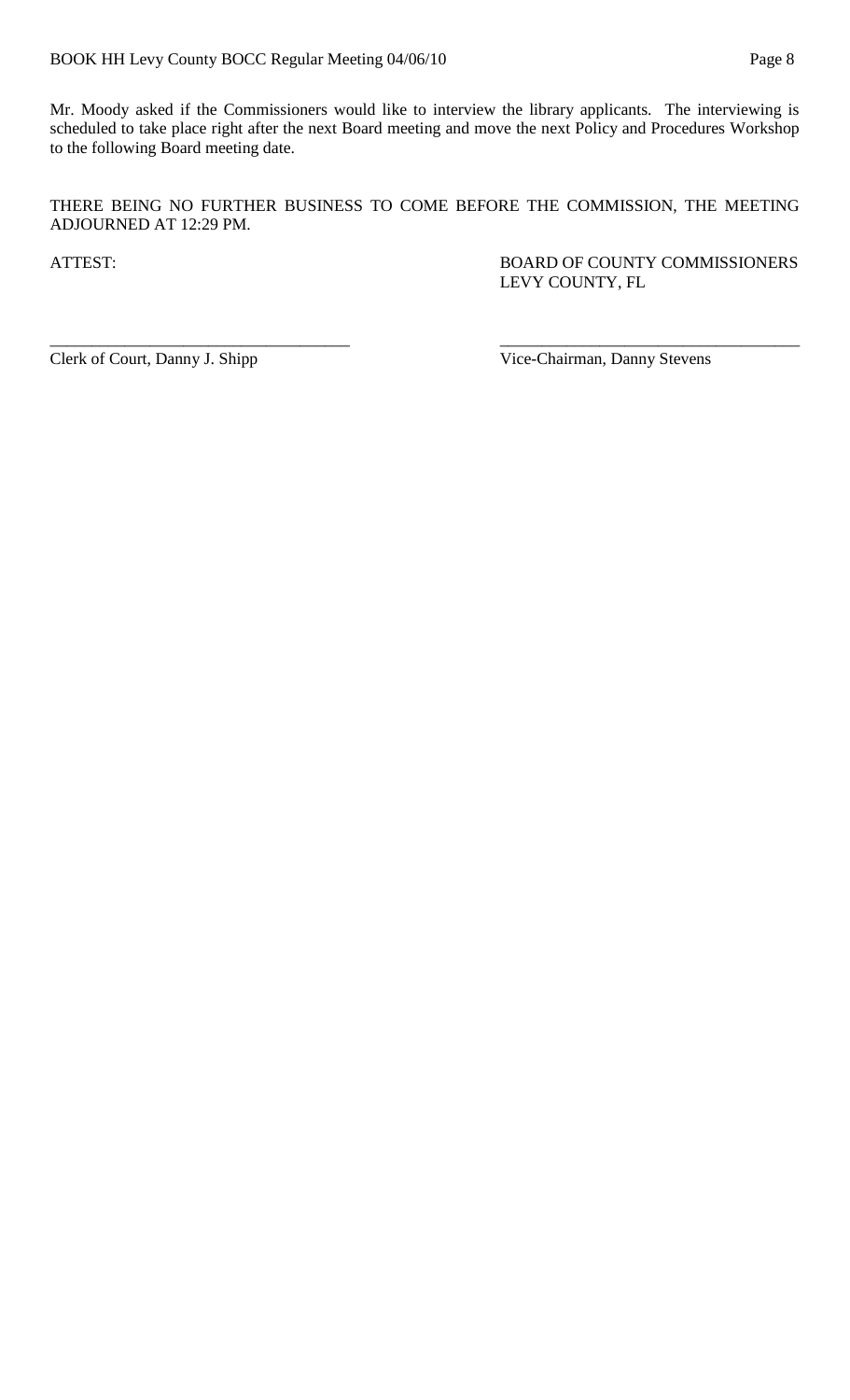Mr. Moody asked if the Commissioners would like to interview the library applicants. The interviewing is scheduled to take place right after the next Board meeting and move the next Policy and Procedures Workshop to the following Board meeting date.

THERE BEING NO FURTHER BUSINESS TO COME BEFORE THE COMMISSION, THE MEETING ADJOURNED AT 12:29 PM.

| | |
|---|---|
| ATTEST: | BOARD OF COUNTY COMMISSIONERS<br>LEVY COUNTY, FL |
| ___________________________________ | ___________________________________ |
| Clerk of Court, Danny J. Shipp | Vice-Chairman, Danny Stevens |